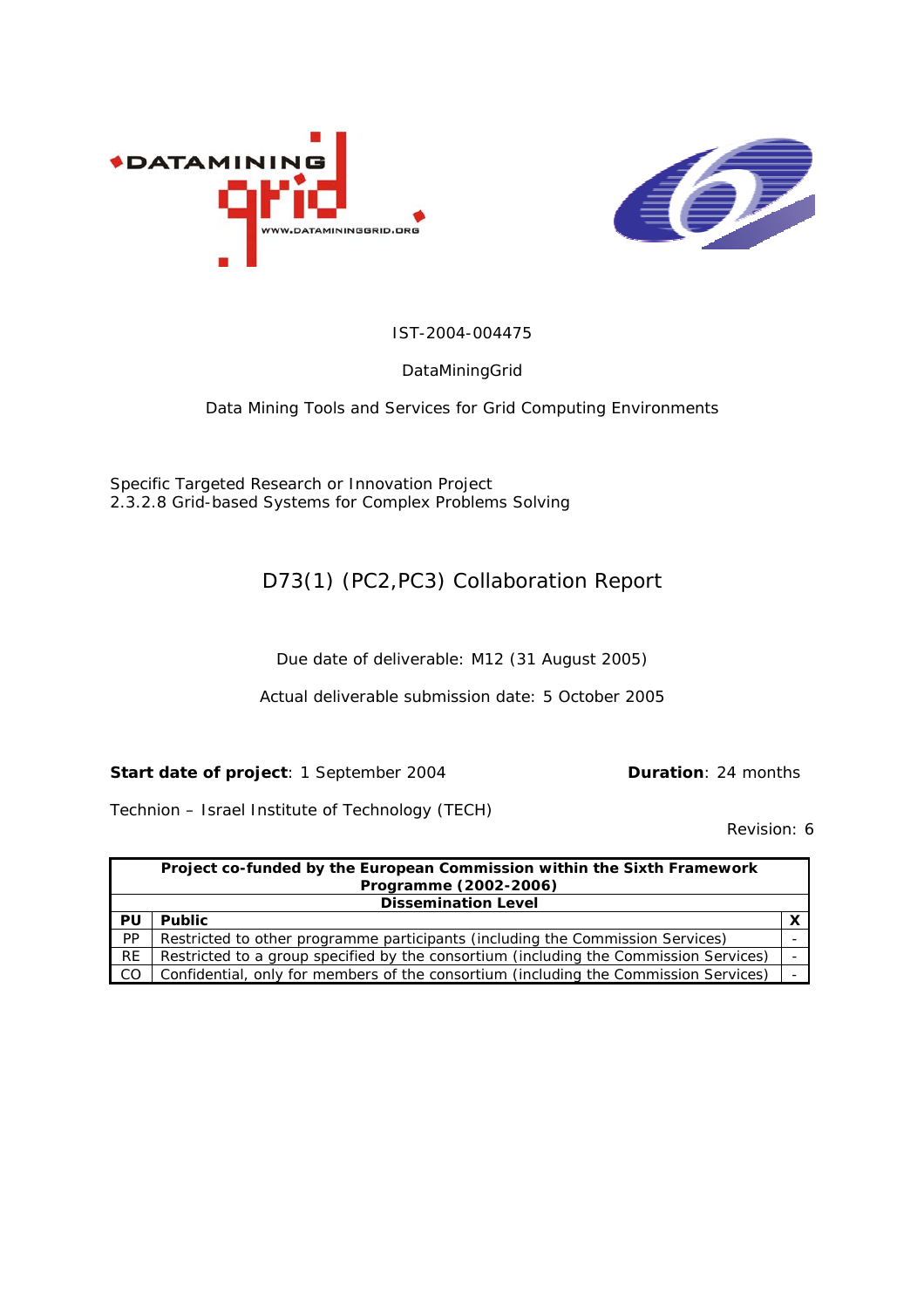IST-2004-004475

DataMiningGrid

Data Mining Tools and Services for Grid Computing Environments

Specific Targeted Research or Innovation Project
2.3.2.8 Grid-based Systems for Complex Problems Solving

# D73(1) (PC2,PC3) Collaboration Report

Due date of deliverable: M12 (31 August 2005)

Actual deliverable submission date: 5 October 2005

**Start date of project**: 1 September 2004 **Duration**: 24 months

Technion – Israel Institute of Technology (TECH)

Revision: 6

| **Project co-funded by the European Commission within the Sixth Framework Programme (2002-2006)** | | |
|---|---|---|
| **Dissemination Level** | | |
| **PU** | **Public** | **X** |
| PP | Restricted to other programme participants (including the Commission Services) | - |
| RE | Restricted to a group specified by the consortium (including the Commission Services) | - |
| CO | Confidential, only for members of the consortium (including the Commission Services) | - |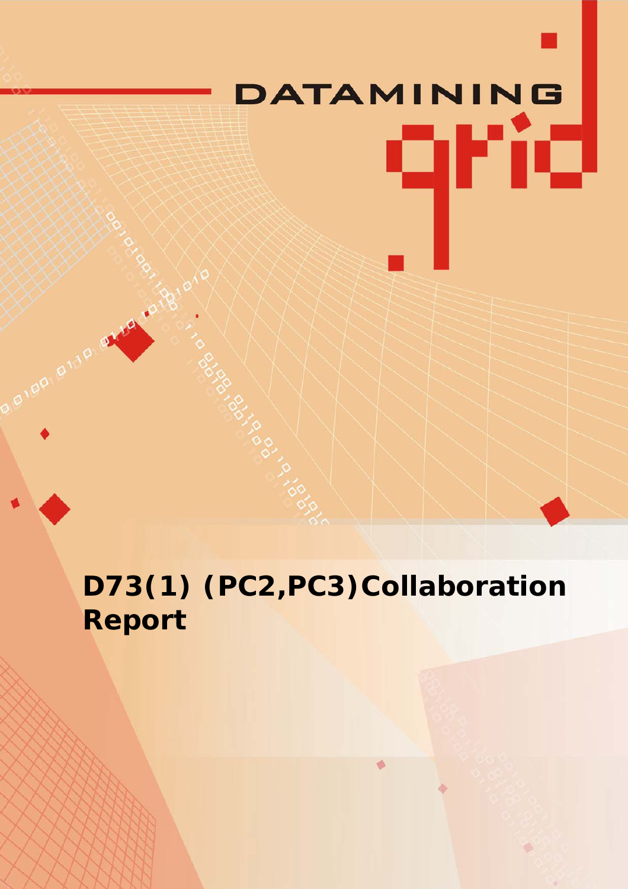DATAMINING grid

# D73(1) (PC2,PC3)Collaboration Report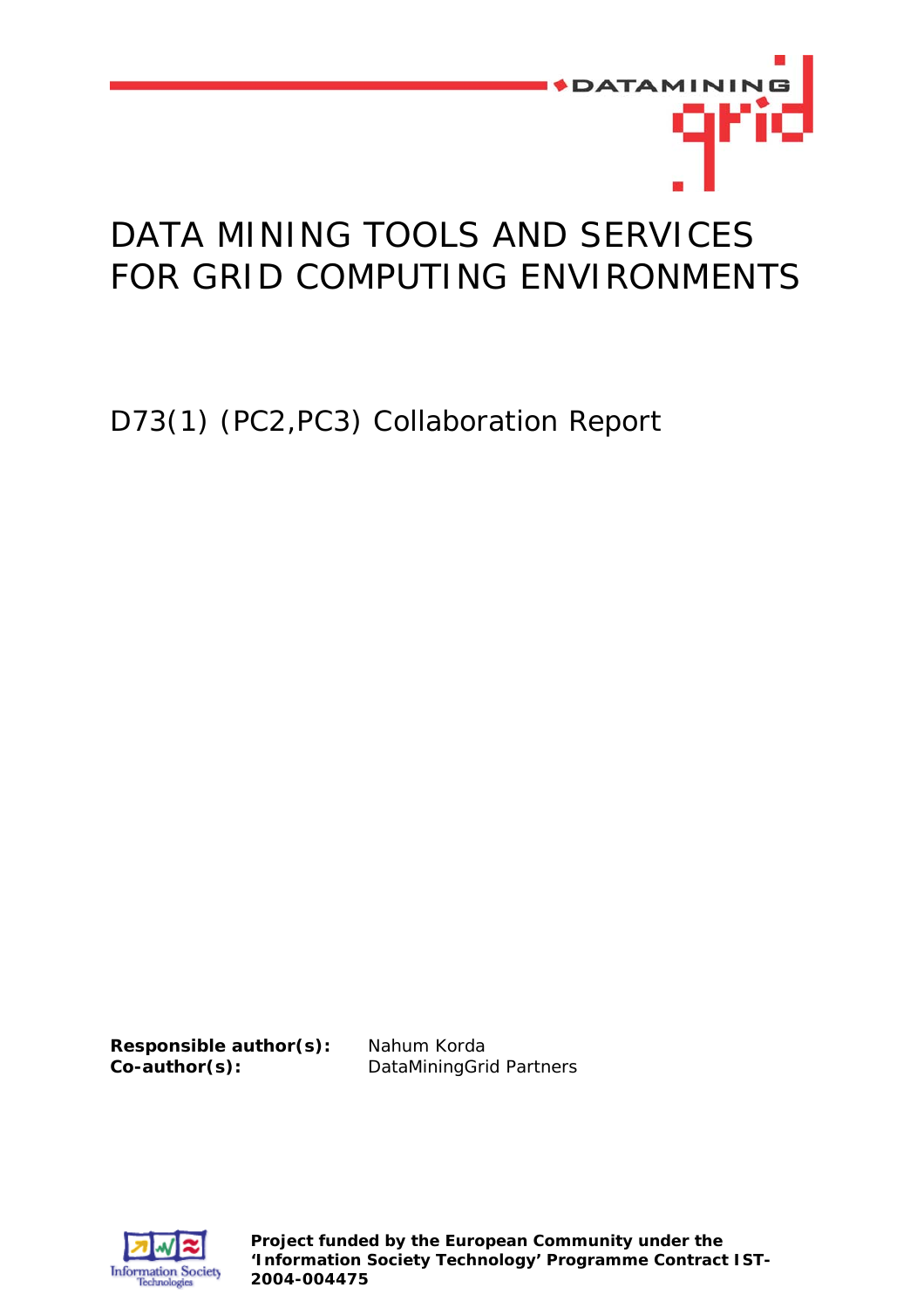# DATA MINING TOOLS AND SERVICES FOR GRID COMPUTING ENVIRONMENTS

D73(1) (PC2,PC3) Collaboration Report

**Responsible author(s):** Nahum Korda
**Co-author(s):** DataMiningGrid Partners

**Project funded by the European Community under the 'Information Society Technology' Programme Contract IST-2004-004475**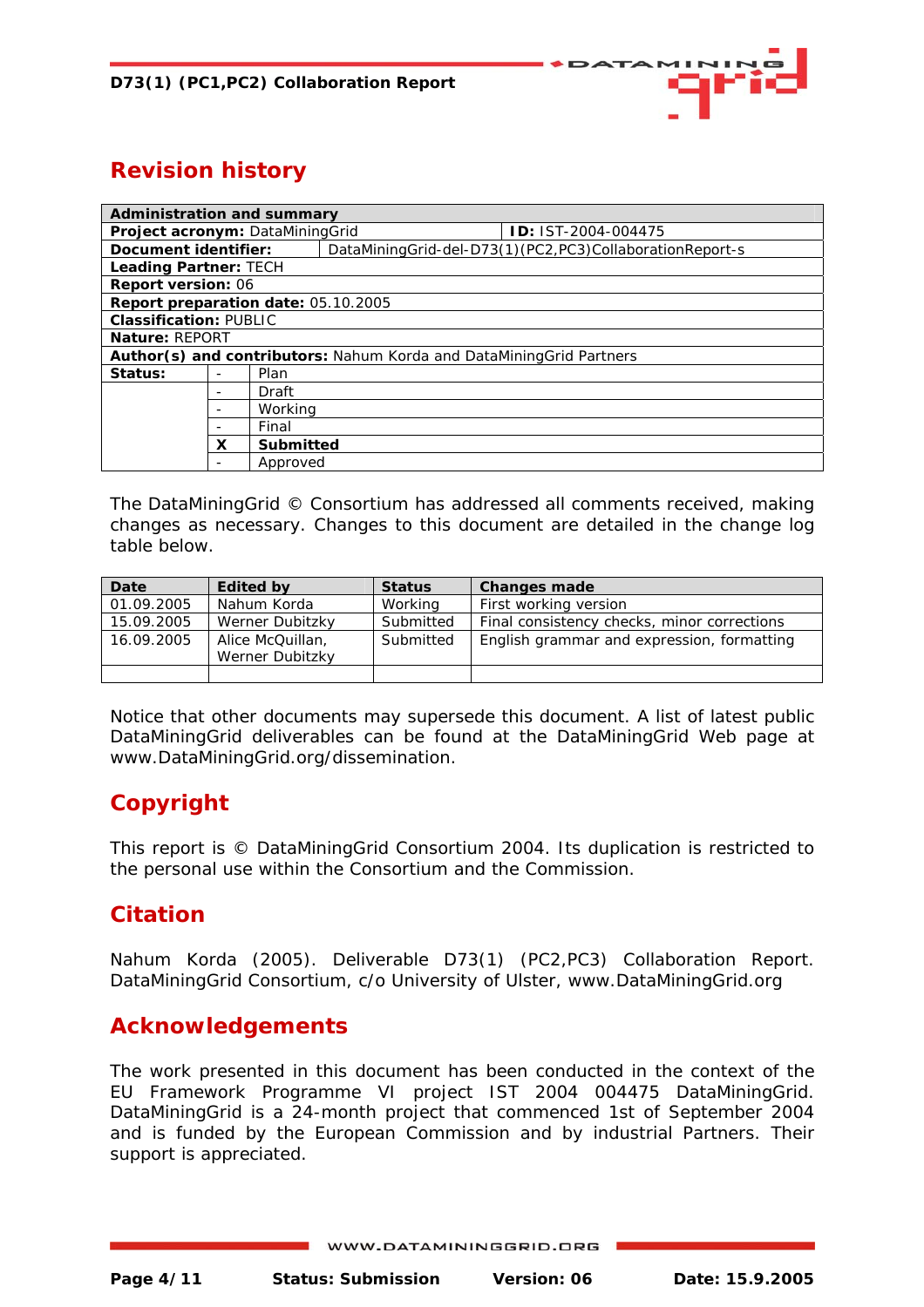# Revision history

| Administration and summary | | |
|---|---|---|
| **Project acronym:** DataMiningGrid | | **ID:** IST-2004-004475 |
| **Document identifier:** | DataMiningGrid-del-D73(1)(PC2,PC3)CollaborationReport-s | |
| **Leading Partner:** TECH | | |
| **Report version:** 06 | | |
| **Report preparation date:** 05.10.2005 | | |
| **Classification:** PUBLIC | | |
| **Nature:** REPORT | | |
| **Author(s) and contributors:** Nahum Korda and DataMiningGrid Partners | | |
| **Status:** | - | Plan |
| | - | Draft |
| | - | Working |
| | - | Final |
| | **X** | **Submitted** |
| | - | Approved |

The DataMiningGrid © Consortium has addressed all comments received, making changes as necessary. Changes to this document are detailed in the change log table below.

| Date | Edited by | Status | Changes made |
|---|---|---|---|
| 01.09.2005 | Nahum Korda | Working | First working version |
| 15.09.2005 | Werner Dubitzky | Submitted | Final consistency checks, minor corrections |
| 16.09.2005 | Alice McQuillan, Werner Dubitzky | Submitted | English grammar and expression, formatting |
| | | | |

Notice that other documents may supersede this document. A list of latest public DataMiningGrid deliverables can be found at the DataMiningGrid Web page at www.DataMiningGrid.org/dissemination.

# Copyright

This report is © DataMiningGrid Consortium 2004. Its duplication is restricted to the personal use within the Consortium and the Commission.

# Citation

Nahum Korda (2005). Deliverable D73(1) (PC2,PC3) Collaboration Report. DataMiningGrid Consortium, c/o University of Ulster, www.DataMiningGrid.org

# Acknowledgements

The work presented in this document has been conducted in the context of the EU Framework Programme VI project IST 2004 004475 DataMiningGrid. DataMiningGrid is a 24-month project that commenced 1st of September 2004 and is funded by the European Commission and by industrial Partners. Their support is appreciated.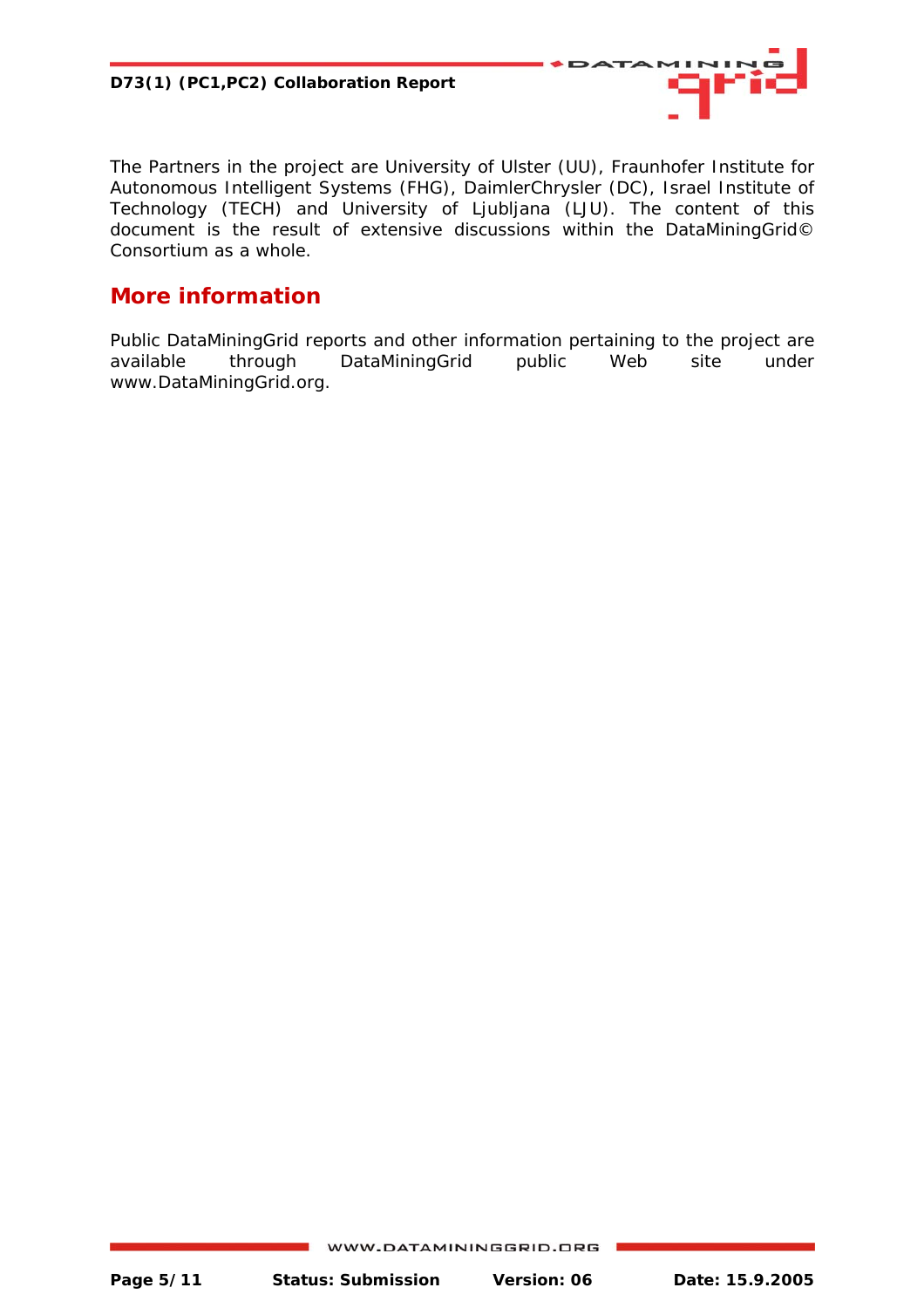The Partners in the project are University of Ulster (UU), Fraunhofer Institute for Autonomous Intelligent Systems (FHG), DaimlerChrysler (DC), Israel Institute of Technology (TECH) and University of Ljubljana (LJU). The content of this document is the result of extensive discussions within the DataMiningGrid© Consortium as a whole.

## More information

Public DataMiningGrid reports and other information pertaining to the project are available through DataMiningGrid public Web site under www.DataMiningGrid.org.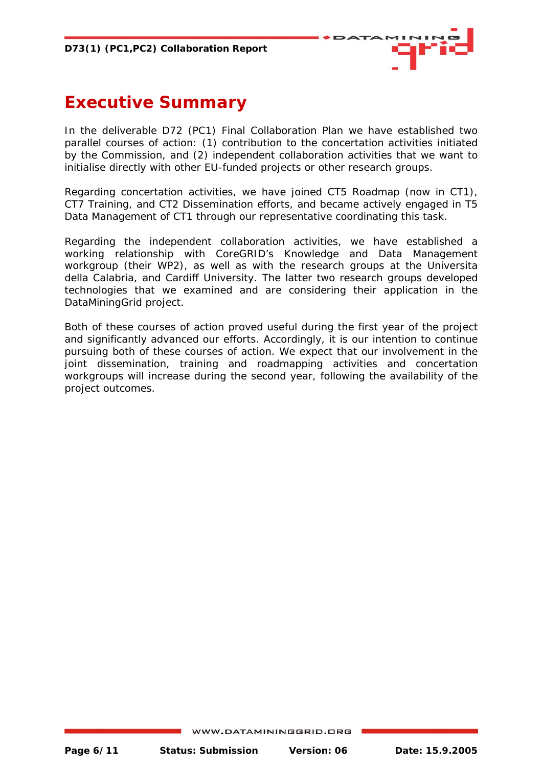# Executive Summary

In the deliverable D72 (PC1) Final Collaboration Plan we have established two parallel courses of action: (1) contribution to the concertation activities initiated by the Commission, and (2) independent collaboration activities that we want to initialise directly with other EU-funded projects or other research groups.

Regarding concertation activities, we have joined CT5 Roadmap (now in CT1), CT7 Training, and CT2 Dissemination efforts, and became actively engaged in T5 Data Management of CT1 through our representative coordinating this task.

Regarding the independent collaboration activities, we have established a working relationship with CoreGRID's Knowledge and Data Management workgroup (their WP2), as well as with the research groups at the Universita della Calabria, and Cardiff University. The latter two research groups developed technologies that we examined and are considering their application in the DataMiningGrid project.

Both of these courses of action proved useful during the first year of the project and significantly advanced our efforts. Accordingly, it is our intention to continue pursuing both of these courses of action. We expect that our involvement in the joint dissemination, training and roadmapping activities and concertation workgroups will increase during the second year, following the availability of the project outcomes.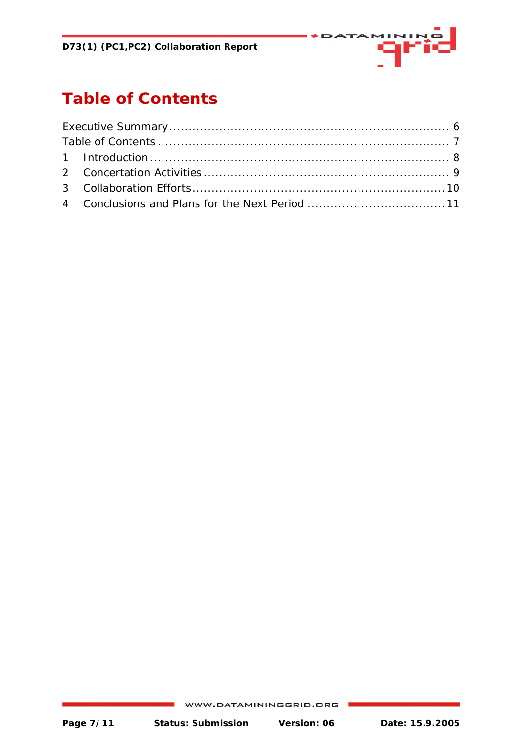# Table of Contents

Executive Summary ........................................................................ 6
Table of Contents .......................................................................... 7
1 Introduction ............................................................................ 8
2 Concertation Activities ............................................................... 9
3 Collaboration Efforts .................................................................10
4 Conclusions and Plans for the Next Period ...................................11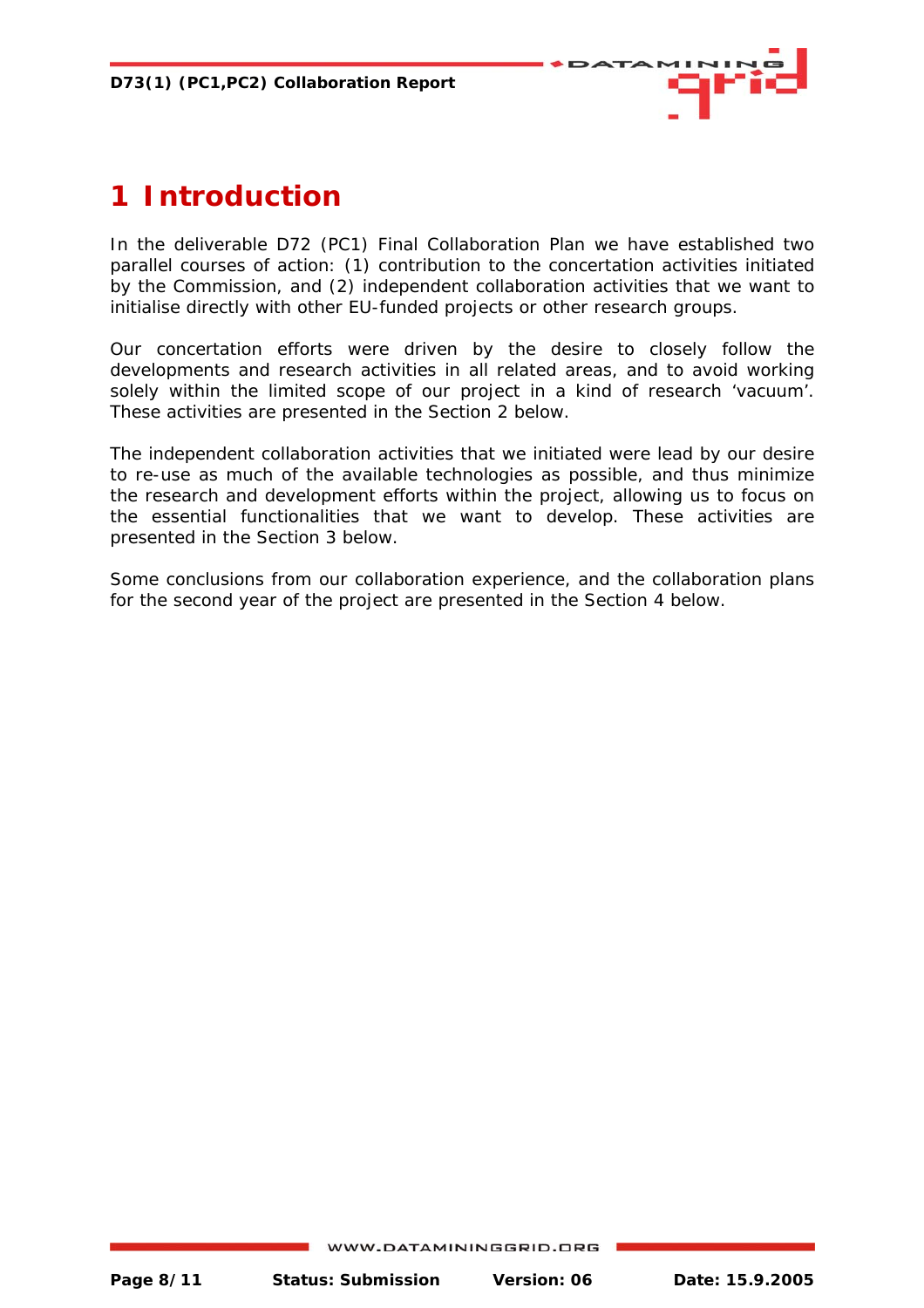# 1 Introduction

In the deliverable D72 (PC1) Final Collaboration Plan we have established two parallel courses of action: (1) contribution to the concertation activities initiated by the Commission, and (2) independent collaboration activities that we want to initialise directly with other EU-funded projects or other research groups.

Our concertation efforts were driven by the desire to closely follow the developments and research activities in all related areas, and to avoid working solely within the limited scope of our project in a kind of research 'vacuum'. These activities are presented in the Section 2 below.

The independent collaboration activities that we initiated were lead by our desire to re-use as much of the available technologies as possible, and thus minimize the research and development efforts within the project, allowing us to focus on the essential functionalities that we want to develop. These activities are presented in the Section 3 below.

Some conclusions from our collaboration experience, and the collaboration plans for the second year of the project are presented in the Section 4 below.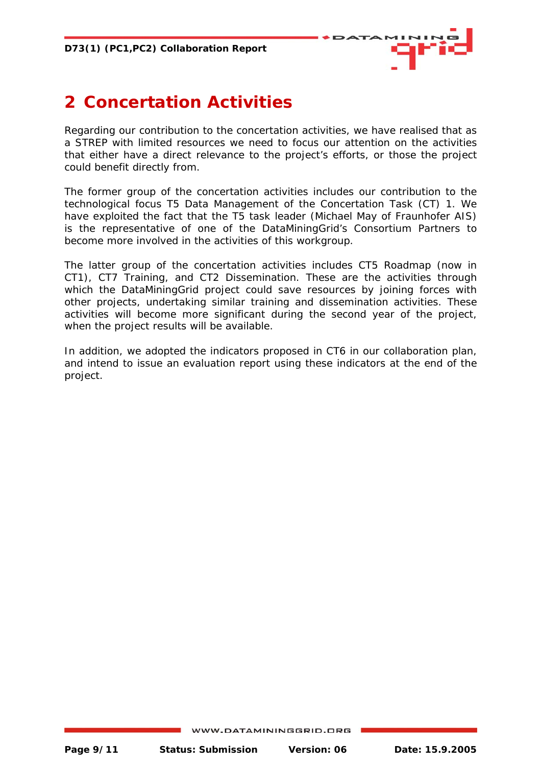# 2 Concertation Activities

Regarding our contribution to the concertation activities, we have realised that as a STREP with limited resources we need to focus our attention on the activities that either have a direct relevance to the project's efforts, or those the project could benefit directly from.

The former group of the concertation activities includes our contribution to the technological focus T5 Data Management of the Concertation Task (CT) 1. We have exploited the fact that the T5 task leader (Michael May of Fraunhofer AIS) is the representative of one of the DataMiningGrid's Consortium Partners to become more involved in the activities of this workgroup.

The latter group of the concertation activities includes CT5 Roadmap (now in CT1), CT7 Training, and CT2 Dissemination. These are the activities through which the DataMiningGrid project could save resources by joining forces with other projects, undertaking similar training and dissemination activities. These activities will become more significant during the second year of the project, when the project results will be available.

In addition, we adopted the indicators proposed in CT6 in our collaboration plan, and intend to issue an evaluation report using these indicators at the end of the project.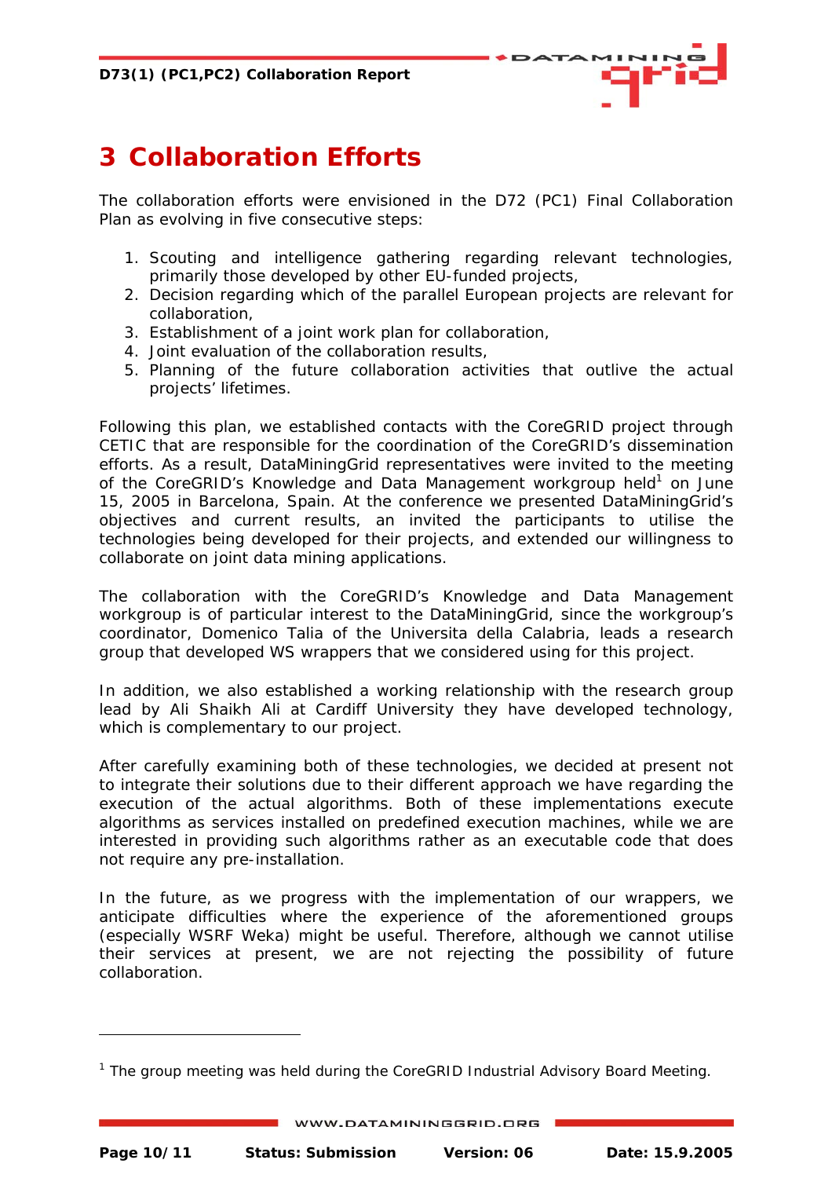# 3 Collaboration Efforts

The collaboration efforts were envisioned in the D72 (PC1) Final Collaboration Plan as evolving in five consecutive steps:

1. Scouting and intelligence gathering regarding relevant technologies, primarily those developed by other EU-funded projects,
2. Decision regarding which of the parallel European projects are relevant for collaboration,
3. Establishment of a joint work plan for collaboration,
4. Joint evaluation of the collaboration results,
5. Planning of the future collaboration activities that outlive the actual projects' lifetimes.

Following this plan, we established contacts with the CoreGRID project through CETIC that are responsible for the coordination of the CoreGRID's dissemination efforts. As a result, DataMiningGrid representatives were invited to the meeting of the CoreGRID's Knowledge and Data Management workgroup held[1] on June 15, 2005 in Barcelona, Spain. At the conference we presented DataMiningGrid's objectives and current results, an invited the participants to utilise the technologies being developed for their projects, and extended our willingness to collaborate on joint data mining applications.

The collaboration with the CoreGRID's Knowledge and Data Management workgroup is of particular interest to the DataMiningGrid, since the workgroup's coordinator, Domenico Talia of the Universita della Calabria, leads a research group that developed WS wrappers that we considered using for this project.

In addition, we also established a working relationship with the research group lead by Ali Shaikh Ali at Cardiff University they have developed technology, which is complementary to our project.

After carefully examining both of these technologies, we decided at present not to integrate their solutions due to their different approach we have regarding the execution of the actual algorithms. Both of these implementations execute algorithms as services installed on predefined execution machines, while we are interested in providing such algorithms rather as an executable code that does not require any pre-installation.

In the future, as we progress with the implementation of our wrappers, we anticipate difficulties where the experience of the aforementioned groups (especially WSRF Weka) might be useful. Therefore, although we cannot utilise their services at present, we are not rejecting the possibility of future collaboration.

[1] The group meeting was held during the CoreGRID Industrial Advisory Board Meeting.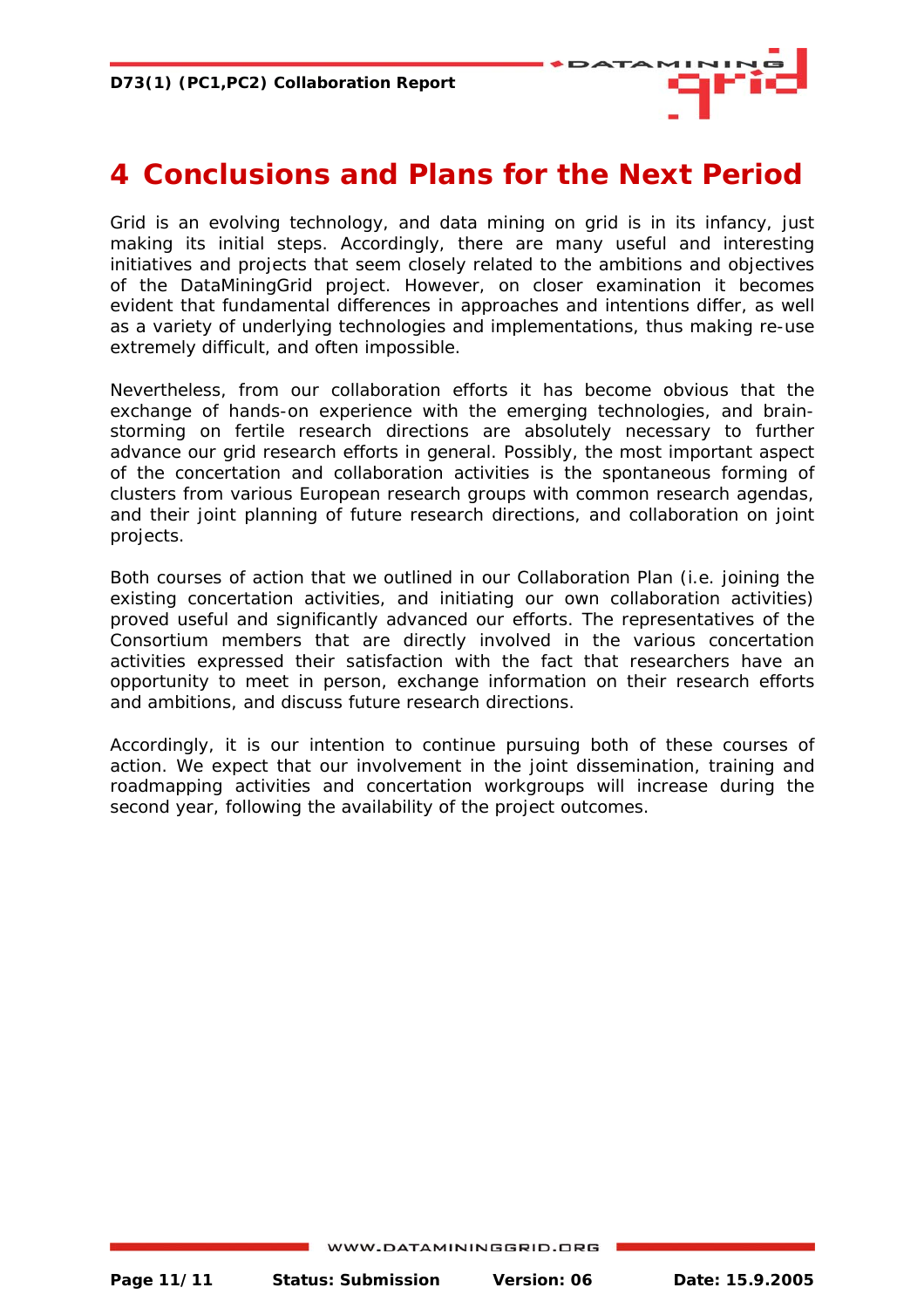# 4 Conclusions and Plans for the Next Period

Grid is an evolving technology, and data mining on grid is in its infancy, just making its initial steps. Accordingly, there are many useful and interesting initiatives and projects that seem closely related to the ambitions and objectives of the DataMiningGrid project. However, on closer examination it becomes evident that fundamental differences in approaches and intentions differ, as well as a variety of underlying technologies and implementations, thus making re-use extremely difficult, and often impossible.

Nevertheless, from our collaboration efforts it has become obvious that the exchange of hands-on experience with the emerging technologies, and brain-storming on fertile research directions are absolutely necessary to further advance our grid research efforts in general. Possibly, the most important aspect of the concertation and collaboration activities is the spontaneous forming of clusters from various European research groups with common research agendas, and their joint planning of future research directions, and collaboration on joint projects.

Both courses of action that we outlined in our Collaboration Plan (i.e. joining the existing concertation activities, and initiating our own collaboration activities) proved useful and significantly advanced our efforts. The representatives of the Consortium members that are directly involved in the various concertation activities expressed their satisfaction with the fact that researchers have an opportunity to meet in person, exchange information on their research efforts and ambitions, and discuss future research directions.

Accordingly, it is our intention to continue pursuing both of these courses of action. We expect that our involvement in the joint dissemination, training and roadmapping activities and concertation workgroups will increase during the second year, following the availability of the project outcomes.